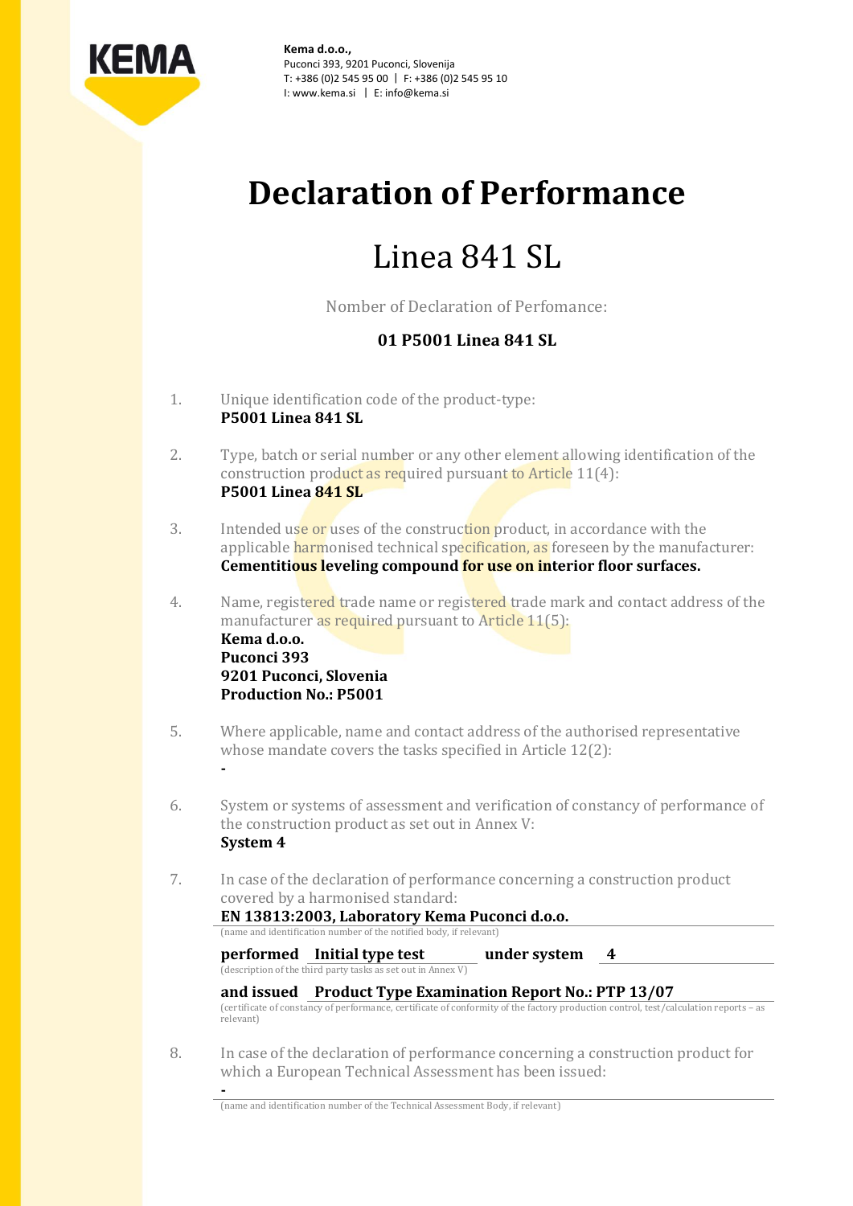**Kema d.o.o.,**
Puconci 393, 9201 Puconci, Slovenija
T: +386 (0)2 545 95 00 | F: +386 (0)2 545 95 10
I: www.kema.si | E: info@kema.si

# Declaration of Performance

## Linea 841 SL

Nomber of Declaration of Perfomance:

**01 P5001 Linea 841 SL**

1. Unique identification code of the product-type:
   **P5001 Linea 841 SL**

2. Type, batch or serial number or any other element allowing identification of the construction product as required pursuant to Article 11(4):
   **P5001 Linea 841 SL**

3. Intended use or uses of the construction product, in accordance with the applicable harmonised technical specification, as foreseen by the manufacturer:
   **Cementitious leveling compound for use on interior floor surfaces.**

4. Name, registered trade name or registered trade mark and contact address of the manufacturer as required pursuant to Article 11(5):
   **Kema d.o.o.**
   **Puconci 393**
   **9201 Puconci, Slovenia**
   **Production No.: P5001**

5. Where applicable, name and contact address of the authorised representative whose mandate covers the tasks specified in Article 12(2):
   **-**

6. System or systems of assessment and verification of constancy of performance of the construction product as set out in Annex V:
   **System 4**

7. In case of the declaration of performance concerning a construction product covered by a harmonised standard:
   **EN 13813:2003, Laboratory Kema Puconci d.o.o.**
   (name and identification number of the notified body, if relevant)

   **performed Initial type test under system 4**
   (description of the third party tasks as set out in Annex V)

   **and issued Product Type Examination Report No.: PTP 13/07**
   (certificate of constancy of performance, certificate of conformity of the factory production control, test/calculation reports – as relevant)

8. In case of the declaration of performance concerning a construction product for which a European Technical Assessment has been issued:
   **-**
   (name and identification number of the Technical Assessment Body, if relevant)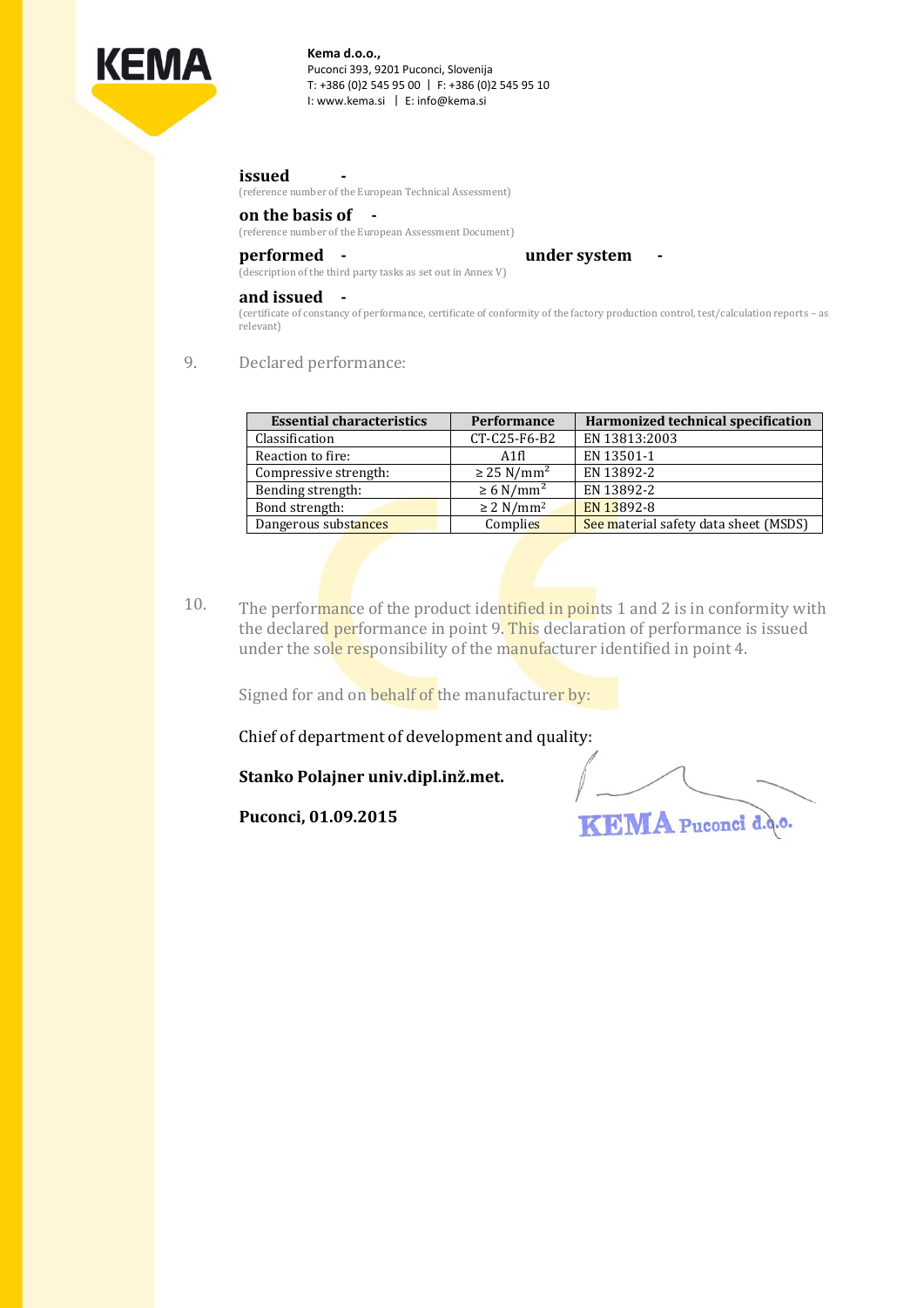**Kema d.o.o.,**
Puconci 393, 9201 Puconci, Slovenija
T: +386 (0)2 545 95 00 | F: +386 (0)2 545 95 10
I: www.kema.si | E: info@kema.si

**issued** -
(reference number of the European Technical Assessment)

**on the basis of** -
(reference number of the European Assessment Document)

**performed** - **under system** -
(description of the third party tasks as set out in Annex V)

**and issued** -
(certificate of constancy of performance, certificate of conformity of the factory production control, test/calculation reports – as relevant)

9. Declared performance:

| Essential characteristics | Performance | Harmonized technical specification |
|---|---|---|
| Classification | CT-C25-F6-B2 | EN 13813:2003 |
| Reaction to fire: | A1fl | EN 13501-1 |
| Compressive strength: | ≥ 25 $N/mm^2$ | EN 13892-2 |
| Bending strength: | ≥ 6 $N/mm^2$ | EN 13892-2 |
| Bond strength: | ≥ 2 $N/mm^2$ | EN 13892-8 |
| Dangerous substances | Complies | See material safety data sheet (MSDS) |

10. The performance of the product identified in points 1 and 2 is in conformity with the declared performance in point 9. This declaration of performance is issued under the sole responsibility of the manufacturer identified in point 4.

Signed for and on behalf of the manufacturer by:

Chief of department of development and quality:

**Stanko Polajner univ.dipl.inž.met.**

**Puconci, 01.09.2015**

KEMA Puconci d.o.o.